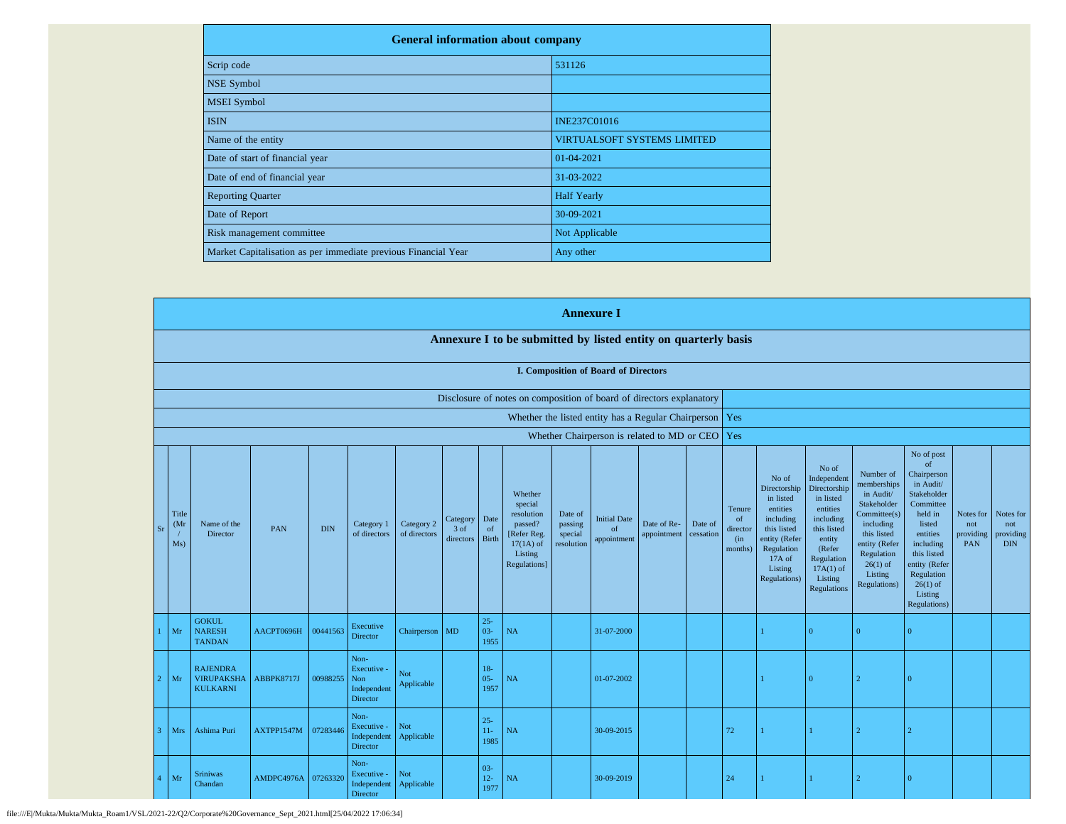| General information about company | |
|---|---|
| Scrip code | 531126 |
| NSE Symbol | |
| MSEI Symbol | |
| ISIN | INE237C01016 |
| Name of the entity | VIRTUALSOFT SYSTEMS LIMITED |
| Date of start of financial year | 01-04-2021 |
| Date of end of financial year | 31-03-2022 |
| Reporting Quarter | Half Yearly |
| Date of Report | 30-09-2021 |
| Risk management committee | Not Applicable |
| Market Capitalisation as per immediate previous Financial Year | Any other |

## Annexure I

### Annexure I to be submitted by listed entity on quarterly basis

#### I. Composition of Board of Directors

| | |
|---|---|
| Disclosure of notes on composition of board of directors explanatory | |
| Whether the listed entity has a Regular Chairperson | Yes |
| Whether Chairperson is related to MD or CEO | Yes |

| Sr | Title (Mr / Ms) | Name of the Director | PAN | DIN | Category 1 of directors | Category 2 of directors | Category 3 of directors | Date of Birth | Whether special resolution passed? [Refer Reg. 17(1A) of Listing Regulations] | Date of passing special resolution | Initial Date of appointment | Date of Re-appointment | Date of cessation | Tenure of director (in months) | No of Directorship in listed entities including this listed entity (Refer Regulation 17A of Listing Regulations) | No of Independent Directorship in listed entities including this listed entity (Refer Regulation 17A(1) of Listing Regulations | Number of memberships in Audit/ Stakeholder Committee(s) including this listed entity (Refer Regulation 26(1) of Listing Regulations) | No of post of Chairperson in Audit/ Stakeholder Committee held in listed entities including this listed entity (Refer Regulation 26(1) of Listing Regulations) | Notes for not providing PAN | Notes for not providing DIN |
|---|---|---|---|---|---|---|---|---|---|---|---|---|---|---|---|---|---|---|---|---|
| 1 | Mr | GOKUL NARESH TANDAN | AACPT0696H | 00441563 | Executive Director | Chairperson | MD | 25-03-1955 | NA | | 31-07-2000 | | | | 1 | 0 | 0 | 0 | | |
| 2 | Mr | RAJENDRA VIRUPAKSHA KULKARNI | ABBPK8717J | 00988255 | Non-Executive - Non Independent Director | Not Applicable | | 18-05-1957 | NA | | 01-07-2002 | | | | 1 | 0 | 2 | 0 | | |
| 3 | Mrs | Ashima Puri | AXTPP1547M | 07283446 | Non-Executive - Independent Director | Not Applicable | | 25-11-1985 | NA | | 30-09-2015 | | | 72 | 1 | 1 | 2 | 2 | | |
| 4 | Mr | Sriniwas Chandan | AMDPC4976A | 07263320 | Non-Executive - Independent Director | Not Applicable | | 03-12-1977 | NA | | 30-09-2019 | | | 24 | 1 | 1 | 2 | 0 | | |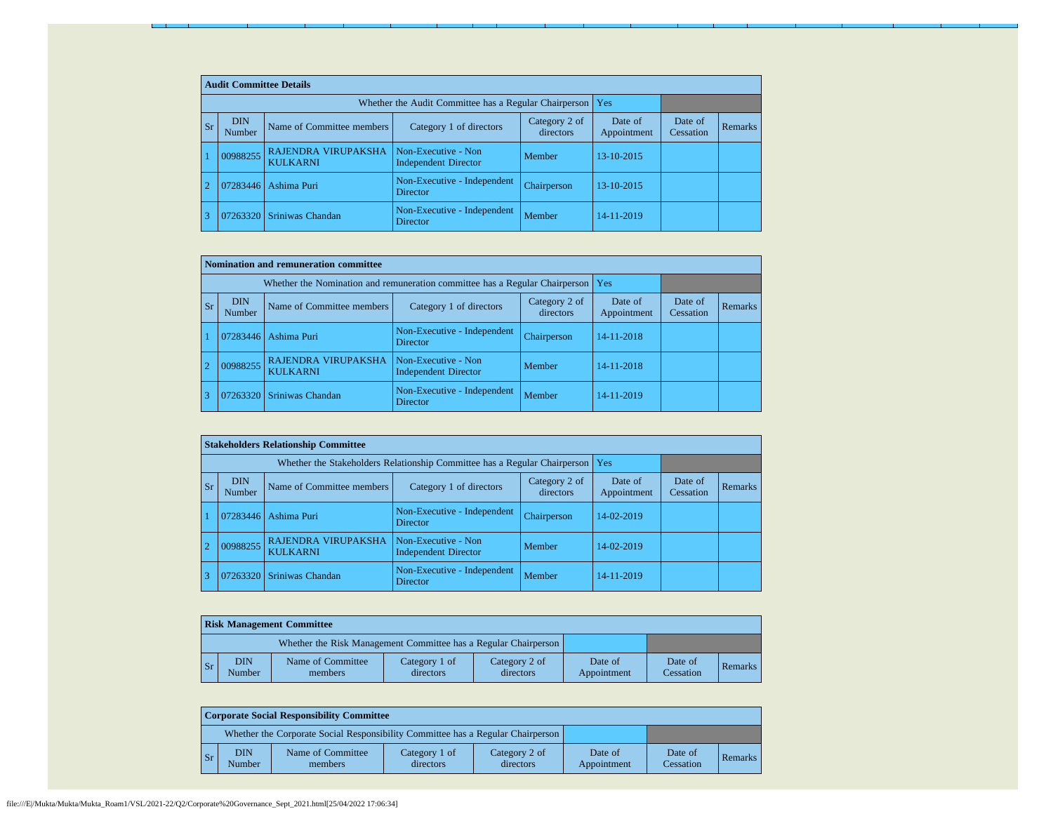| Audit Committee Details | | | | | | | |
|---|---|---|---|---|---|---|---|
| Whether the Audit Committee has a Regular Chairperson | | | | | Yes | | |
| Sr | DIN Number | Name of Committee members | Category 1 of directors | Category 2 of directors | Date of Appointment | Date of Cessation | Remarks |
| 1 | 00988255 | RAJENDRA VIRUPAKSHA KULKARNI | Non-Executive - Non Independent Director | Member | 13-10-2015 | | |
| 2 | 07283446 | Ashima Puri | Non-Executive - Independent Director | Chairperson | 13-10-2015 | | |
| 3 | 07263320 | Sriniwas Chandan | Non-Executive - Independent Director | Member | 14-11-2019 | | |

| Nomination and remuneration committee | | | | | | | |
|---|---|---|---|---|---|---|---|
| Whether the Nomination and remuneration committee has a Regular Chairperson | | | | | Yes | | |
| Sr | DIN Number | Name of Committee members | Category 1 of directors | Category 2 of directors | Date of Appointment | Date of Cessation | Remarks |
| 1 | 07283446 | Ashima Puri | Non-Executive - Independent Director | Chairperson | 14-11-2018 | | |
| 2 | 00988255 | RAJENDRA VIRUPAKSHA KULKARNI | Non-Executive - Non Independent Director | Member | 14-11-2018 | | |
| 3 | 07263320 | Sriniwas Chandan | Non-Executive - Independent Director | Member | 14-11-2019 | | |

| Stakeholders Relationship Committee | | | | | | | |
|---|---|---|---|---|---|---|---|
| Whether the Stakeholders Relationship Committee has a Regular Chairperson | | | | | Yes | | |
| Sr | DIN Number | Name of Committee members | Category 1 of directors | Category 2 of directors | Date of Appointment | Date of Cessation | Remarks |
| 1 | 07283446 | Ashima Puri | Non-Executive - Independent Director | Chairperson | 14-02-2019 | | |
| 2 | 00988255 | RAJENDRA VIRUPAKSHA KULKARNI | Non-Executive - Non Independent Director | Member | 14-02-2019 | | |
| 3 | 07263320 | Sriniwas Chandan | Non-Executive - Independent Director | Member | 14-11-2019 | | |

| Risk Management Committee | | | | | | | |
|---|---|---|---|---|---|---|---|
| Whether the Risk Management Committee has a Regular Chairperson | | | | | | | |
| Sr | DIN Number | Name of Committee members | Category 1 of directors | Category 2 of directors | Date of Appointment | Date of Cessation | Remarks |

| Corporate Social Responsibility Committee | | | | | | | |
|---|---|---|---|---|---|---|---|
| Whether the Corporate Social Responsibility Committee has a Regular Chairperson | | | | | | | |
| Sr | DIN Number | Name of Committee members | Category 1 of directors | Category 2 of directors | Date of Appointment | Date of Cessation | Remarks |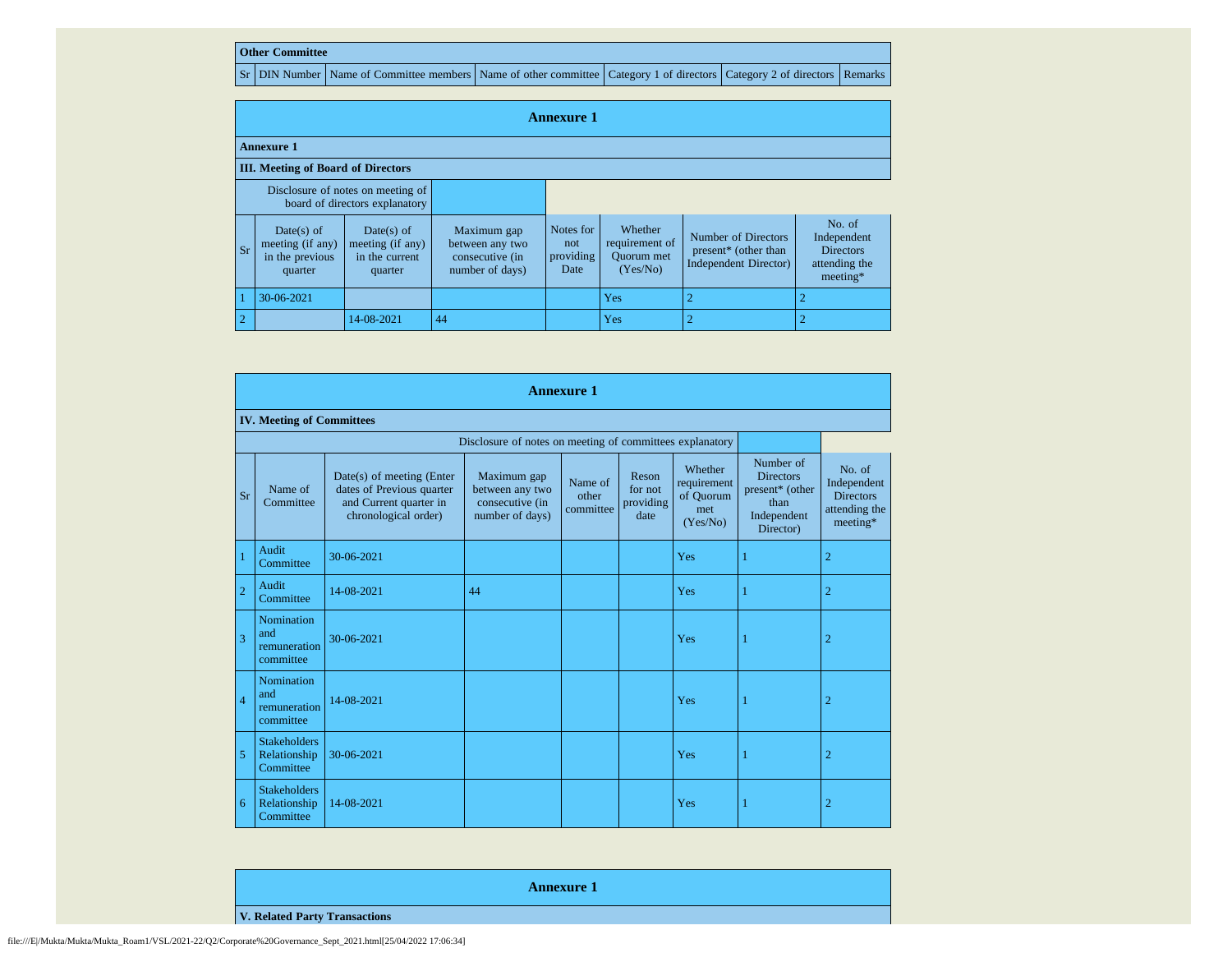| Other Committee | | | | | | |
|---|---|---|---|---|---|---|
| Sr | DIN Number | Name of Committee members | Name of other committee | Category 1 of directors | Category 2 of directors | Remarks |

## Annexure 1

**Annexure 1**

**III. Meeting of Board of Directors**

Disclosure of notes on meeting of board of directors explanatory

| Sr | Date(s) of meeting (if any) in the previous quarter | Date(s) of meeting (if any) in the current quarter | Maximum gap between any two consecutive (in number of days) | Notes for not providing Date | Whether requirement of Quorum met (Yes/No) | Number of Directors present* (other than Independent Director) | No. of Independent Directors attending the meeting* |
|---|---|---|---|---|---|---|---|
| 1 | 30-06-2021 | | | | Yes | 2 | 2 |
| 2 | | 14-08-2021 | 44 | | Yes | 2 | 2 |

## Annexure 1

**IV. Meeting of Committees**

Disclosure of notes on meeting of committees explanatory

| Sr | Name of Committee | Date(s) of meeting (Enter dates of Previous quarter and Current quarter in chronological order) | Maximum gap between any two consecutive (in number of days) | Name of other committee | Reson for not providing date | Whether requirement of Quorum met (Yes/No) | Number of Directors present* (other than Independent Director) | No. of Independent Directors attending the meeting* |
|---|---|---|---|---|---|---|---|---|
| 1 | Audit Committee | 30-06-2021 | | | | Yes | 1 | 2 |
| 2 | Audit Committee | 14-08-2021 | 44 | | | Yes | 1 | 2 |
| 3 | Nomination and remuneration committee | 30-06-2021 | | | | Yes | 1 | 2 |
| 4 | Nomination and remuneration committee | 14-08-2021 | | | | Yes | 1 | 2 |
| 5 | Stakeholders Relationship Committee | 30-06-2021 | | | | Yes | 1 | 2 |
| 6 | Stakeholders Relationship Committee | 14-08-2021 | | | | Yes | 1 | 2 |

## Annexure 1

**V. Related Party Transactions**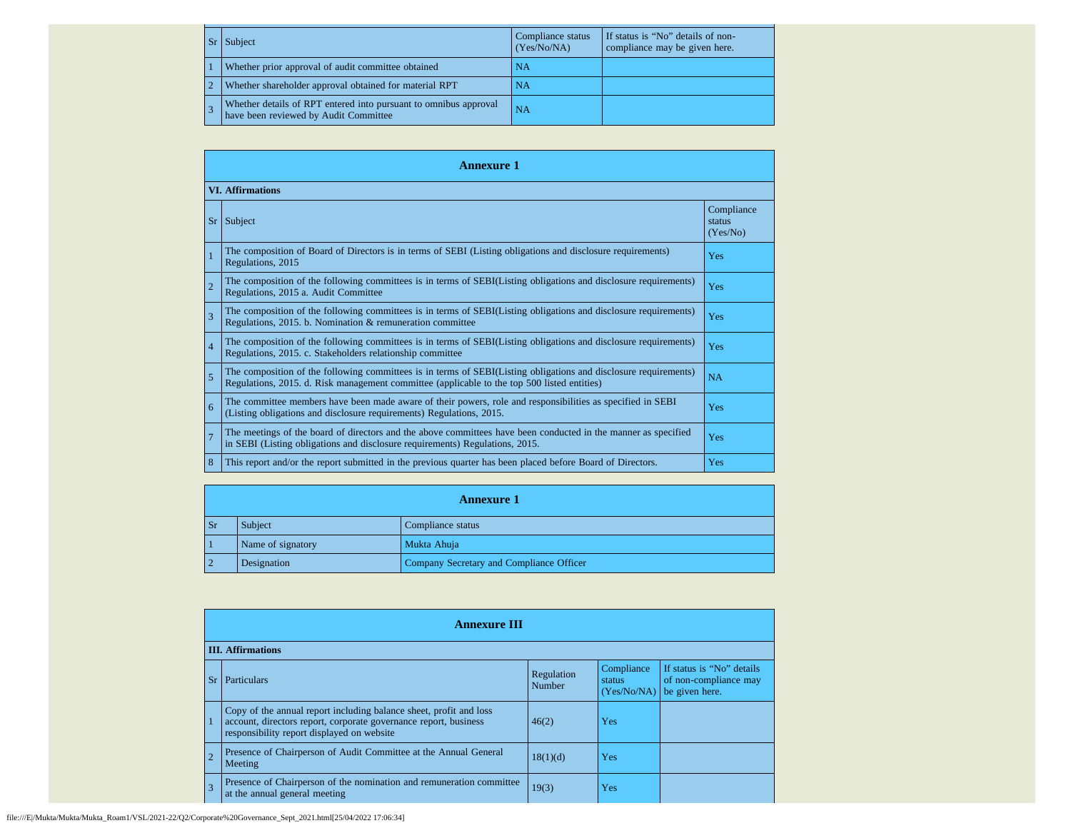| Sr | Subject | Compliance status (Yes/No/NA) | If status is "No" details of non-compliance may be given here. |
|---|---|---|---|
| 1 | Whether prior approval of audit committee obtained | NA | |
| 2 | Whether shareholder approval obtained for material RPT | NA | |
| 3 | Whether details of RPT entered into pursuant to omnibus approval have been reviewed by Audit Committee | NA | |

**Annexure 1**

**VI. Affirmations**

| Sr | Subject | Compliance status (Yes/No) |
|---|---|---|
| 1 | The composition of Board of Directors is in terms of SEBI (Listing obligations and disclosure requirements) Regulations, 2015 | Yes |
| 2 | The composition of the following committees is in terms of SEBI(Listing obligations and disclosure requirements) Regulations, 2015 a. Audit Committee | Yes |
| 3 | The composition of the following committees is in terms of SEBI(Listing obligations and disclosure requirements) Regulations, 2015. b. Nomination & remuneration committee | Yes |
| 4 | The composition of the following committees is in terms of SEBI(Listing obligations and disclosure requirements) Regulations, 2015. c. Stakeholders relationship committee | Yes |
| 5 | The composition of the following committees is in terms of SEBI(Listing obligations and disclosure requirements) Regulations, 2015. d. Risk management committee (applicable to the top 500 listed entities) | NA |
| 6 | The committee members have been made aware of their powers, role and responsibilities as specified in SEBI (Listing obligations and disclosure requirements) Regulations, 2015. | Yes |
| 7 | The meetings of the board of directors and the above committees have been conducted in the manner as specified in SEBI (Listing obligations and disclosure requirements) Regulations, 2015. | Yes |
| 8 | This report and/or the report submitted in the previous quarter has been placed before Board of Directors. | Yes |

**Annexure 1**

| Sr | Subject | Compliance status |
|---|---|---|
| 1 | Name of signatory | Mukta Ahuja |
| 2 | Designation | Company Secretary and Compliance Officer |

**Annexure III**

**III. Affirmations**

| Sr | Particulars | Regulation Number | Compliance status (Yes/No/NA) | If status is "No" details of non-compliance may be given here. |
|---|---|---|---|---|
| 1 | Copy of the annual report including balance sheet, profit and loss account, directors report, corporate governance report, business responsibility report displayed on website | 46(2) | Yes | |
| 2 | Presence of Chairperson of Audit Committee at the Annual General Meeting | 18(1)(d) | Yes | |
| 3 | Presence of Chairperson of the nomination and remuneration committee at the annual general meeting | 19(3) | Yes | |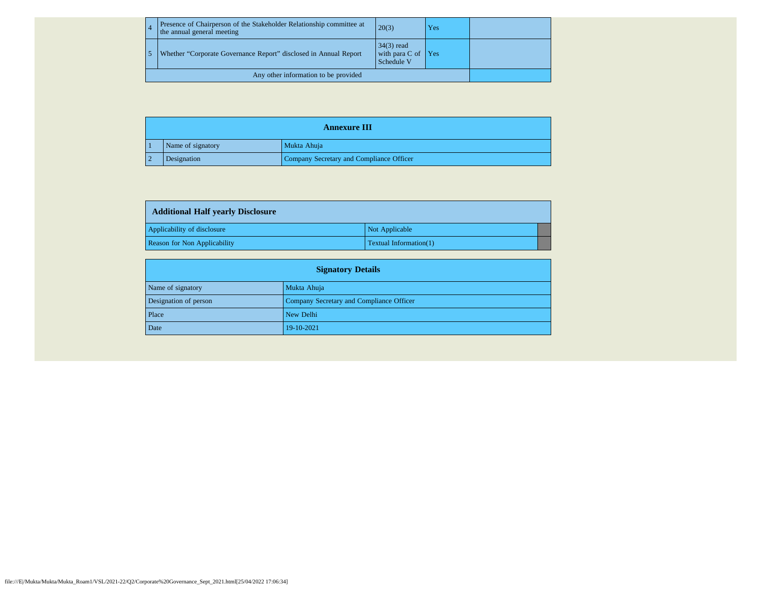| | | | | |
|---|---|---|---|---|
| 4 | Presence of Chairperson of the Stakeholder Relationship committee at the annual general meeting | 20(3) | Yes | |
| 5 | Whether "Corporate Governance Report" disclosed in Annual Report | 34(3) read with para C of Schedule V | Yes | |
| Any other information to be provided | | | | |

| Annexure III | | |
|---|---|---|
| 1 | Name of signatory | Mukta Ahuja |
| 2 | Designation | Company Secretary and Compliance Officer |

| Additional Half yearly Disclosure | |
|---|---|
| Applicability of disclosure | Not Applicable |
| Reason for Non Applicability | Textual Information(1) |

| Signatory Details | |
|---|---|
| Name of signatory | Mukta Ahuja |
| Designation of person | Company Secretary and Compliance Officer |
| Place | New Delhi |
| Date | 19-10-2021 |